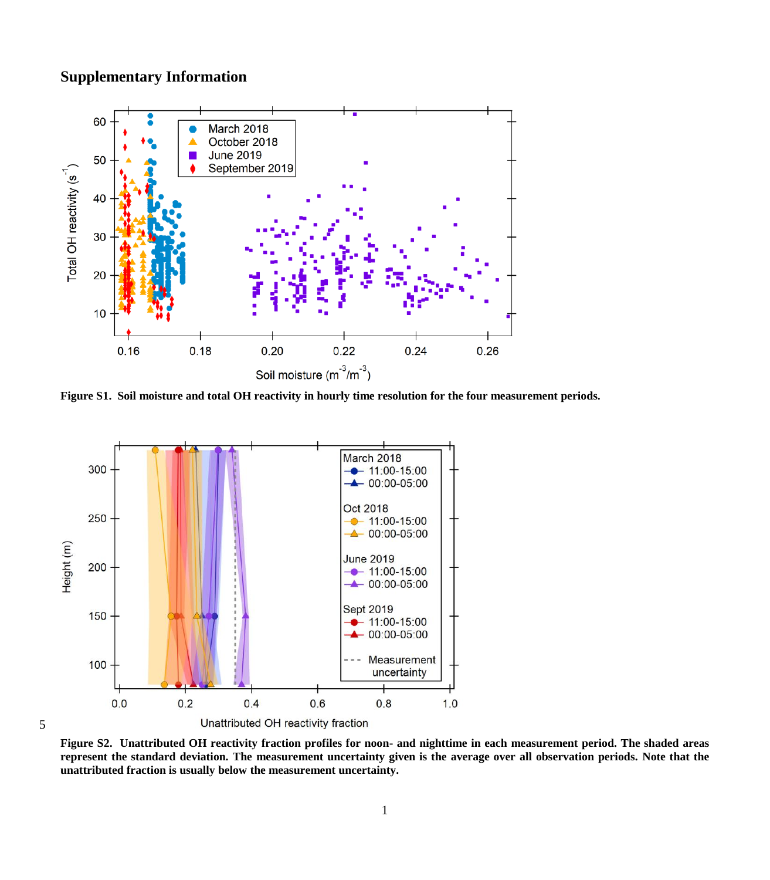# Supplementary Information

**Figure S1. Soil moisture and total OH reactivity in hourly time resolution for the four measurement periods.**

**Figure S2. Unattributed OH reactivity fraction profiles for noon- and nighttime in each measurement period. The shaded areas represent the standard deviation. The measurement uncertainty given is the average over all observation periods. Note that the unattributed fraction is usually below the measurement uncertainty.**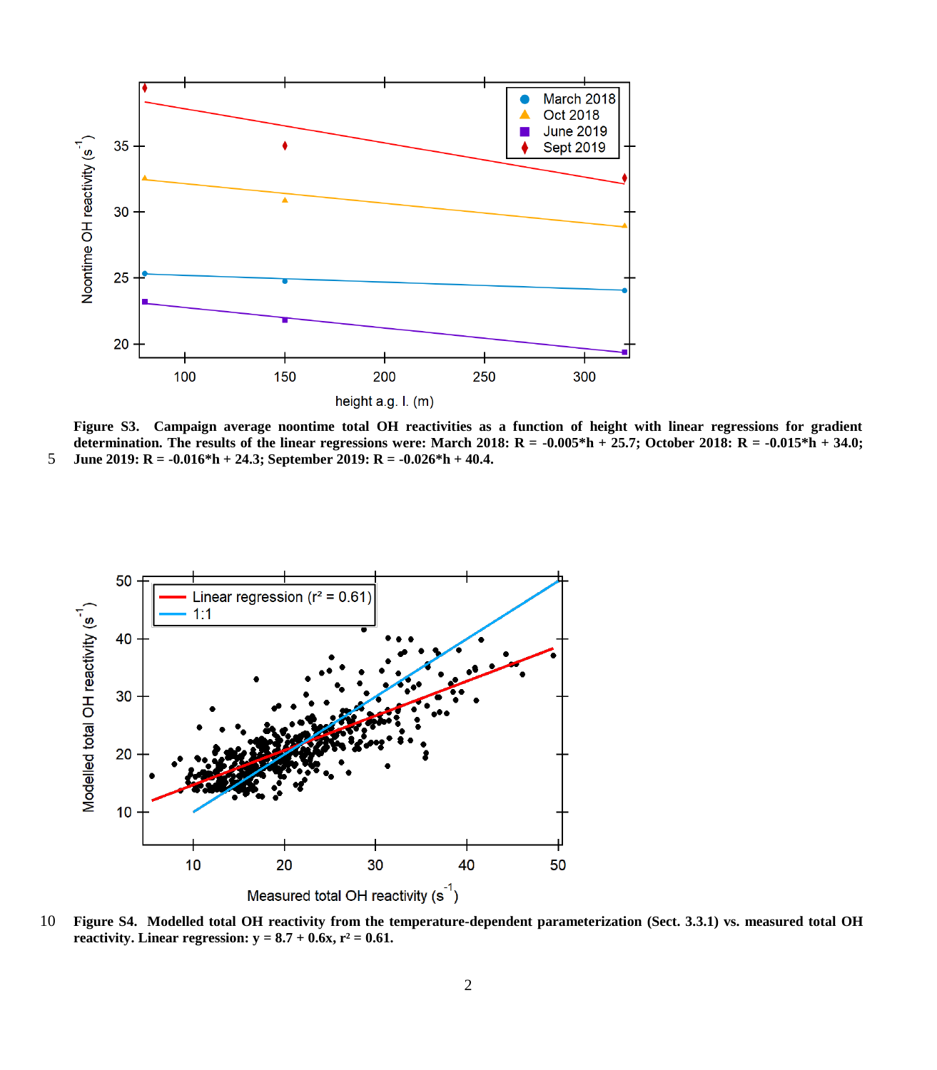**Figure S3. Campaign average noontime total OH reactivities as a function of height with linear regressions for gradient determination. The results of the linear regressions were: March 2018: R = -0.005\*h + 25.7; October 2018: R = -0.015\*h + 34.0; June 2019: R = -0.016\*h + 24.3; September 2019: R = -0.026\*h + 40.4.**

**Figure S4. Modelled total OH reactivity from the temperature-dependent parameterization (Sect. 3.3.1) vs. measured total OH reactivity. Linear regression: y = 8.7 + 0.6x, $r^2$ = 0.61.**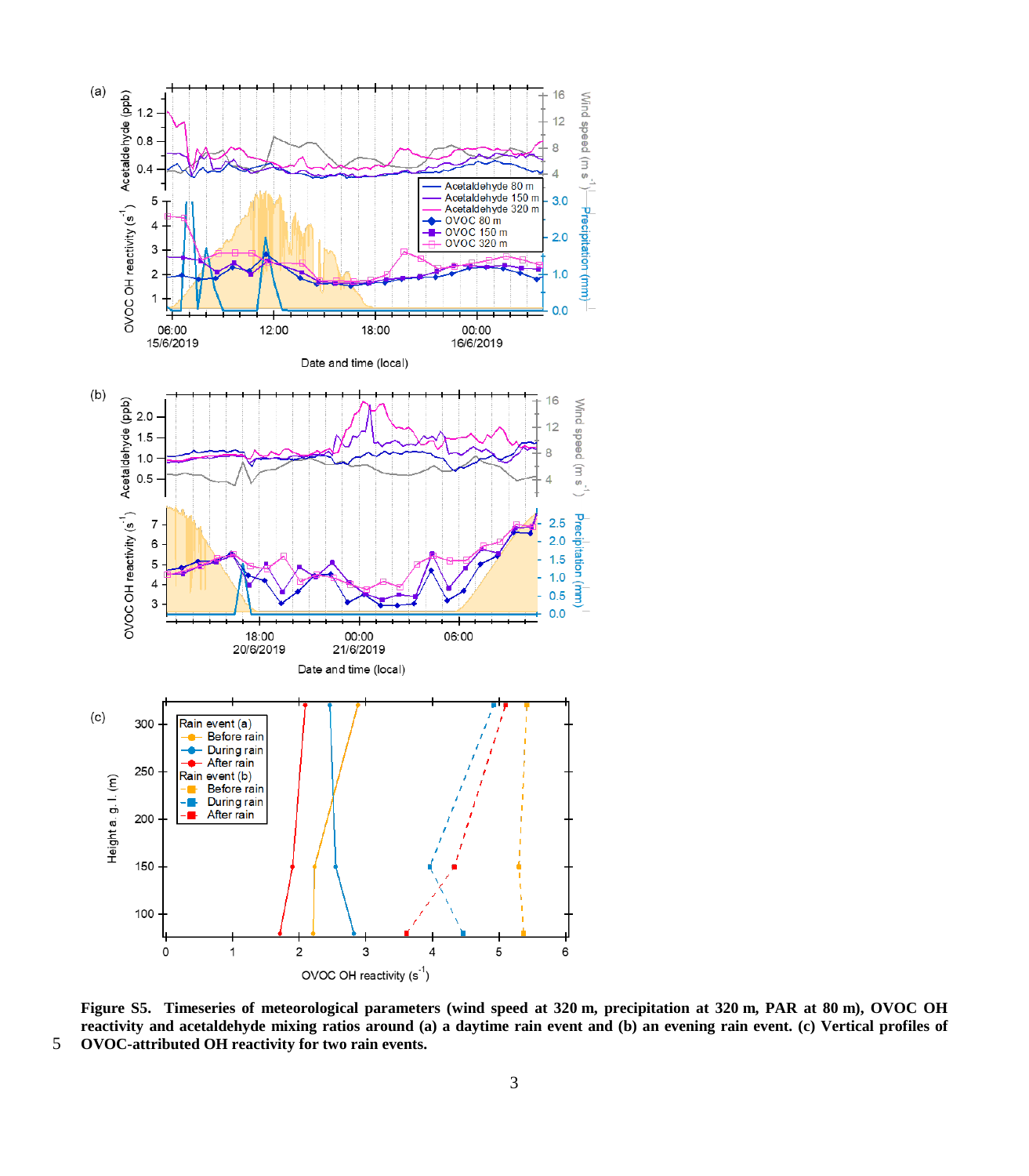**Figure S5. Timeseries of meteorological parameters (wind speed at 320 m, precipitation at 320 m, PAR at 80 m), OVOC OH reactivity and acetaldehyde mixing ratios around (a) a daytime rain event and (b) an evening rain event. (c) Vertical profiles of OVOC-attributed OH reactivity for two rain events.**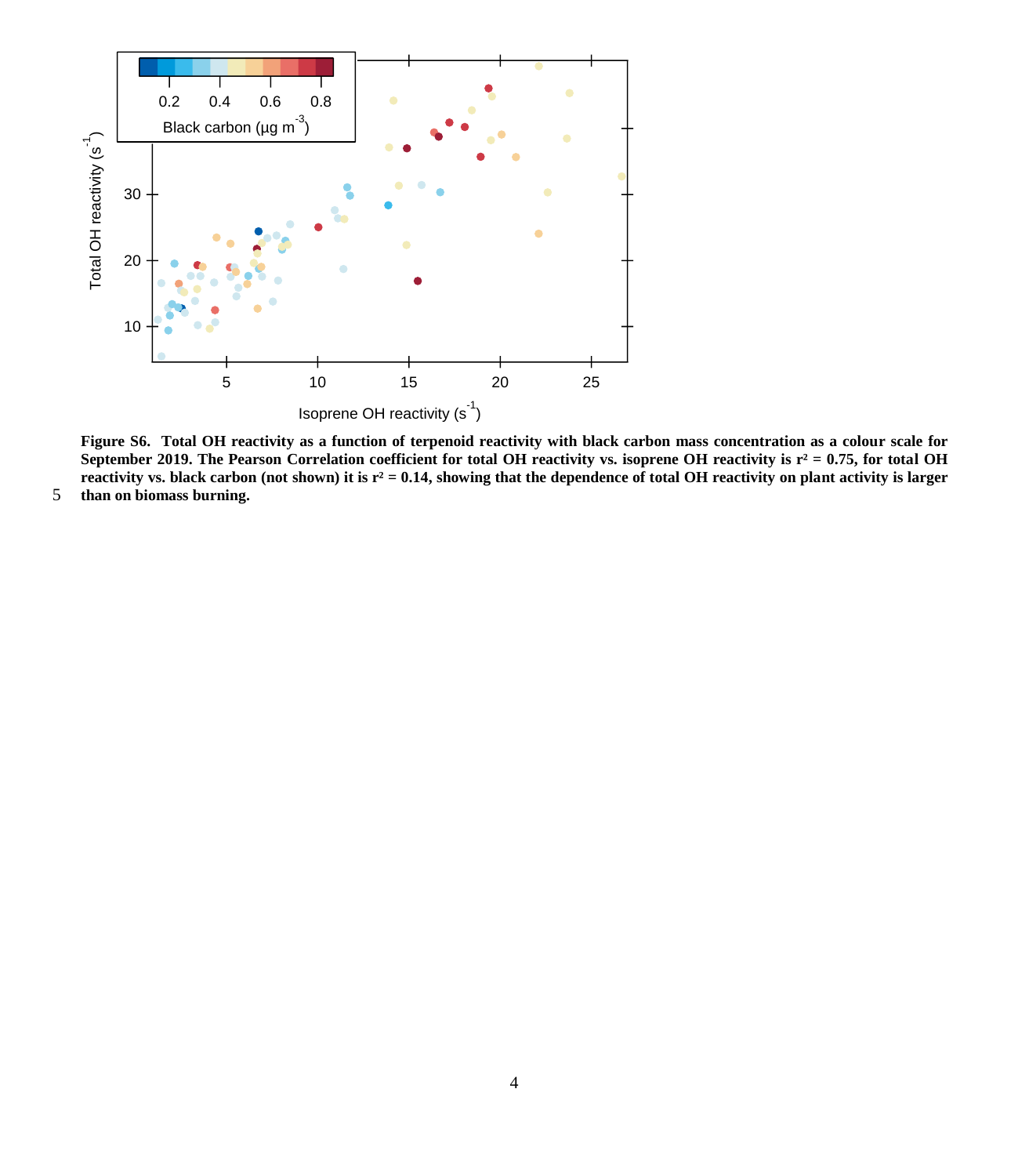**Figure S6. Total OH reactivity as a function of terpenoid reactivity with black carbon mass concentration as a colour scale for September 2019. The Pearson Correlation coefficient for total OH reactivity vs. isoprene OH reactivity is $r^2 = 0.75$, for total OH reactivity vs. black carbon (not shown) it is $r^2 = 0.14$, showing that the dependence of total OH reactivity on plant activity is larger than on biomass burning.**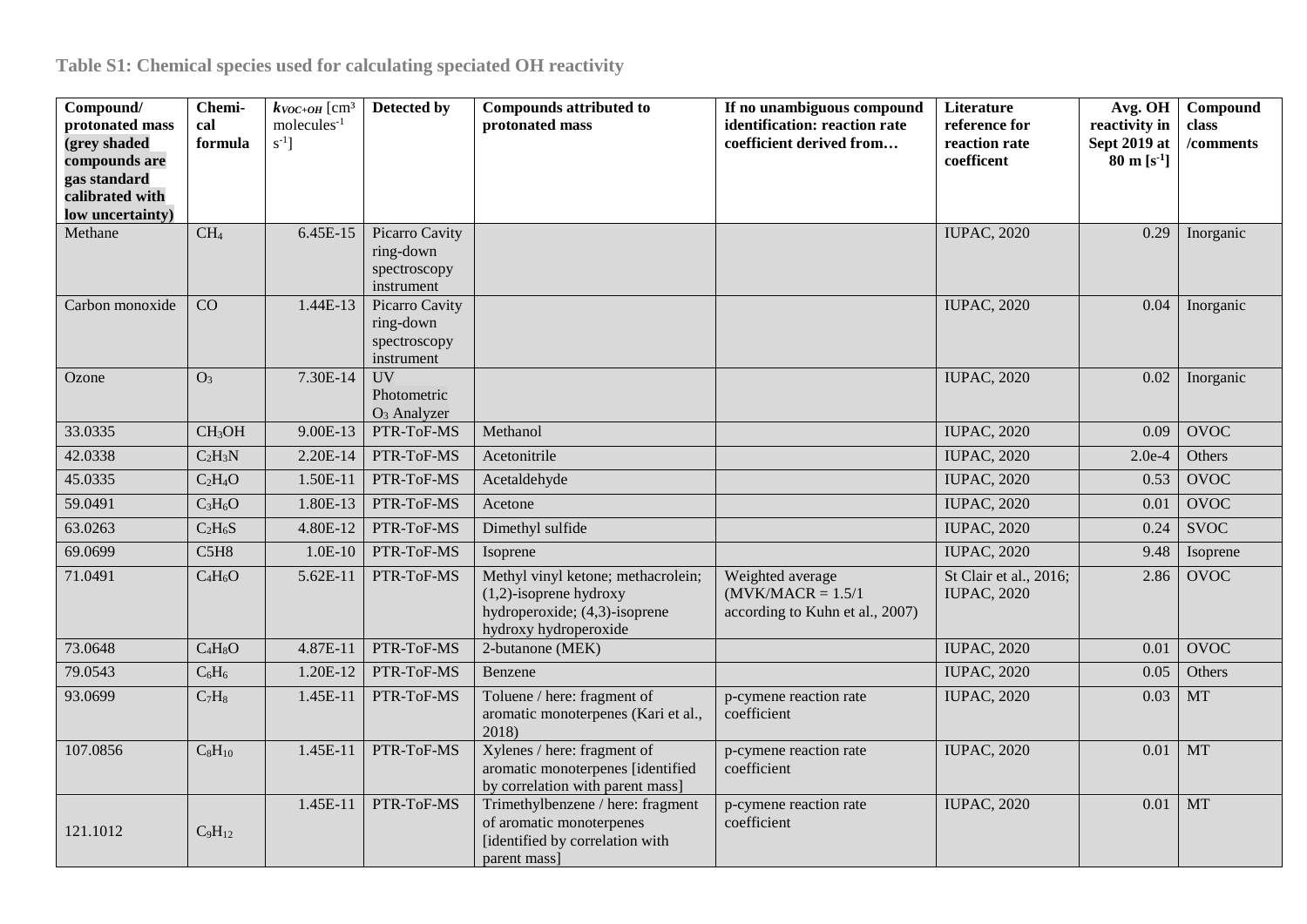**Table S1: Chemical species used for calculating speciated OH reactivity**

| Compound/ protonated mass (grey shaded compounds are gas standard calibrated with low uncertainty) | Chemical formula | $k_{VOC+OH}$ [$cm^3$ $molecules^{-1}$ $s^{-1}$] | Detected by | Compounds attributed to protonated mass | If no unambiguous compound identification: reaction rate coefficient derived from… | Literature reference for reaction rate coefficent | Avg. OH reactivity in Sept 2019 at 80 m [$s^{-1}$] | Compound class /comments |
|---|---|---|---|---|---|---|---|---|
| Methane | $CH_4$ | 6.45E-15 | Picarro Cavity ring-down spectroscopy instrument | | | IUPAC, 2020 | 0.29 | Inorganic |
| Carbon monoxide | CO | 1.44E-13 | Picarro Cavity ring-down spectroscopy instrument | | | IUPAC, 2020 | 0.04 | Inorganic |
| Ozone | $O_3$ | 7.30E-14 | UV Photometric $O_3$ Analyzer | | | IUPAC, 2020 | 0.02 | Inorganic |
| 33.0335 | $CH_3OH$ | 9.00E-13 | PTR-ToF-MS | Methanol | | IUPAC, 2020 | 0.09 | OVOC |
| 42.0338 | $C_2H_3N$ | 2.20E-14 | PTR-ToF-MS | Acetonitrile | | IUPAC, 2020 | 2.0e-4 | Others |
| 45.0335 | $C_2H_4O$ | 1.50E-11 | PTR-ToF-MS | Acetaldehyde | | IUPAC, 2020 | 0.53 | OVOC |
| 59.0491 | $C_3H_6O$ | 1.80E-13 | PTR-ToF-MS | Acetone | | IUPAC, 2020 | 0.01 | OVOC |
| 63.0263 | $C_2H_6S$ | 4.80E-12 | PTR-ToF-MS | Dimethyl sulfide | | IUPAC, 2020 | 0.24 | SVOC |
| 69.0699 | C5H8 | 1.0E-10 | PTR-ToF-MS | Isoprene | | IUPAC, 2020 | 9.48 | Isoprene |
| 71.0491 | $C_4H_6O$ | 5.62E-11 | PTR-ToF-MS | Methyl vinyl ketone; methacrolein; (1,2)-isoprene hydroxy hydroperoxide; (4,3)-isoprene hydroxy hydroperoxide | Weighted average (MVK/MACR = 1.5/1 according to Kuhn et al., 2007) | St Clair et al., 2016; IUPAC, 2020 | 2.86 | OVOC |
| 73.0648 | $C_4H_8O$ | 4.87E-11 | PTR-ToF-MS | 2-butanone (MEK) | | IUPAC, 2020 | 0.01 | OVOC |
| 79.0543 | $C_6H_6$ | 1.20E-12 | PTR-ToF-MS | Benzene | | IUPAC, 2020 | 0.05 | Others |
| 93.0699 | $C_7H_8$ | 1.45E-11 | PTR-ToF-MS | Toluene / here: fragment of aromatic monoterpenes (Kari et al., 2018) | p-cymene reaction rate coefficient | IUPAC, 2020 | 0.03 | MT |
| 107.0856 | $C_8H_{10}$ | 1.45E-11 | PTR-ToF-MS | Xylenes / here: fragment of aromatic monoterpenes [identified by correlation with parent mass] | p-cymene reaction rate coefficient | IUPAC, 2020 | 0.01 | MT |
| 121.1012 | $C_9H_{12}$ | 1.45E-11 | PTR-ToF-MS | Trimethylbenzene / here: fragment of aromatic monoterpenes [identified by correlation with parent mass] | p-cymene reaction rate coefficient | IUPAC, 2020 | 0.01 | MT |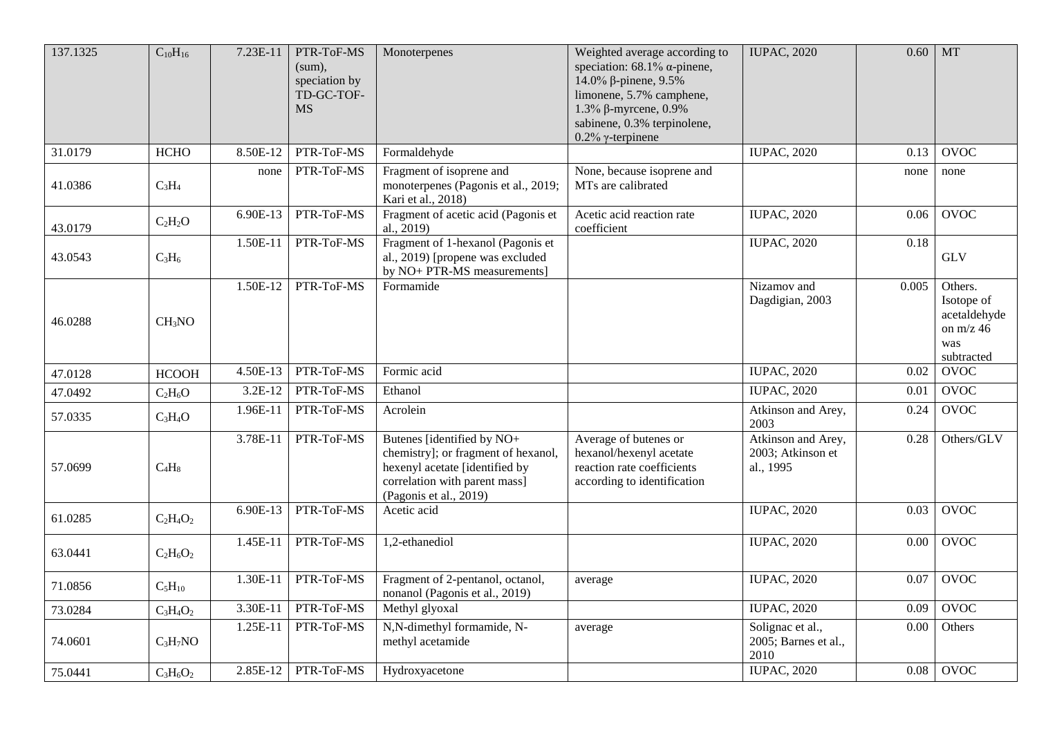| | | | | | | | | |
|---|---|---|---|---|---|---|---|---|
| 137.1325 | $C_{10}H_{16}$ | 7.23E-11 | PTR-ToF-MS (sum), speciation by TD-GC-TOF-MS | Monoterpenes | Weighted average according to speciation: 68.1% α-pinene, 14.0% β-pinene, 9.5% limonene, 5.7% camphene, 1.3% β-myrcene, 0.9% sabinene, 0.3% terpinolene, 0.2% γ-terpinene | IUPAC, 2020 | 0.60 | MT |
| 31.0179 | HCHO | 8.50E-12 | PTR-ToF-MS | Formaldehyde | | IUPAC, 2020 | 0.13 | OVOC |
| 41.0386 | $C_3H_4$ | none | PTR-ToF-MS | Fragment of isoprene and monoterpenes (Pagonis et al., 2019; Kari et al., 2018) | None, because isoprene and MTs are calibrated | | none | none |
| 43.0179 | $C_2H_2O$ | 6.90E-13 | PTR-ToF-MS | Fragment of acetic acid (Pagonis et al., 2019) | Acetic acid reaction rate coefficient | IUPAC, 2020 | 0.06 | OVOC |
| 43.0543 | $C_3H_6$ | 1.50E-11 | PTR-ToF-MS | Fragment of 1-hexanol (Pagonis et al., 2019) [propene was excluded by NO+ PTR-MS measurements] | | IUPAC, 2020 | 0.18 | GLV |
| 46.0288 | $CH_3NO$ | 1.50E-12 | PTR-ToF-MS | Formamide | | Nizamov and Dagdigian, 2003 | 0.005 | Others. Isotope of acetaldehyde on m/z 46 was subtracted |
| 47.0128 | HCOOH | 4.50E-13 | PTR-ToF-MS | Formic acid | | IUPAC, 2020 | 0.02 | OVOC |
| 47.0492 | $C_2H_6O$ | 3.2E-12 | PTR-ToF-MS | Ethanol | | IUPAC, 2020 | 0.01 | OVOC |
| 57.0335 | $C_3H_4O$ | 1.96E-11 | PTR-ToF-MS | Acrolein | | Atkinson and Arey, 2003 | 0.24 | OVOC |
| 57.0699 | $C_4H_8$ | 3.78E-11 | PTR-ToF-MS | Butenes [identified by NO+ chemistry]; or fragment of hexanol, hexenyl acetate [identified by correlation with parent mass] (Pagonis et al., 2019) | Average of butenes or hexanol/hexenyl acetate reaction rate coefficients according to identification | Atkinson and Arey, 2003; Atkinson et al., 1995 | 0.28 | Others/GLV |
| 61.0285 | $C_2H_4O_2$ | 6.90E-13 | PTR-ToF-MS | Acetic acid | | IUPAC, 2020 | 0.03 | OVOC |
| 63.0441 | $C_2H_6O_2$ | 1.45E-11 | PTR-ToF-MS | 1,2-ethanediol | | IUPAC, 2020 | 0.00 | OVOC |
| 71.0856 | $C_5H_{10}$ | 1.30E-11 | PTR-ToF-MS | Fragment of 2-pentanol, octanol, nonanol (Pagonis et al., 2019) | average | IUPAC, 2020 | 0.07 | OVOC |
| 73.0284 | $C_3H_4O_2$ | 3.30E-11 | PTR-ToF-MS | Methyl glyoxal | | IUPAC, 2020 | 0.09 | OVOC |
| 74.0601 | $C_3H_7NO$ | 1.25E-11 | PTR-ToF-MS | N,N-dimethyl formamide, N-methyl acetamide | average | Solignac et al., 2005; Barnes et al., 2010 | 0.00 | Others |
| 75.0441 | $C_3H_6O_2$ | 2.85E-12 | PTR-ToF-MS | Hydroxyacetone | | IUPAC, 2020 | 0.08 | OVOC |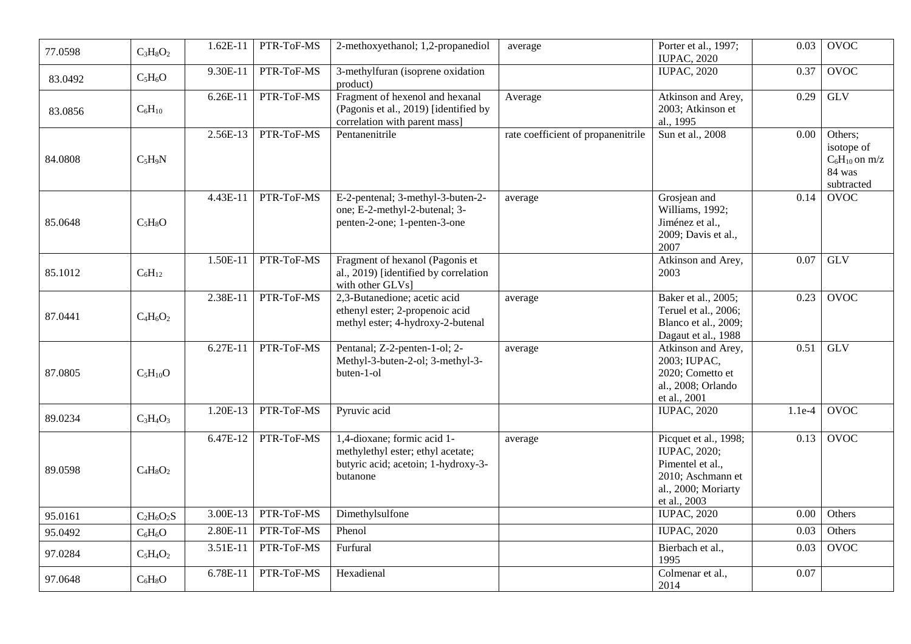| | | | | | | | | |
|---|---|---|---|---|---|---|---|---|
| 77.0598 | $C_3H_8O_2$ | 1.62E-11 | PTR-ToF-MS | 2-methoxyethanol; 1,2-propanediol | average | Porter et al., 1997; IUPAC, 2020 | 0.03 | OVOC |
| 83.0492 | $C_5H_6O$ | 9.30E-11 | PTR-ToF-MS | 3-methylfuran (isoprene oxidation product) | | IUPAC, 2020 | 0.37 | OVOC |
| 83.0856 | $C_6H_{10}$ | 6.26E-11 | PTR-ToF-MS | Fragment of hexenol and hexanal (Pagonis et al., 2019) [identified by correlation with parent mass] | Average | Atkinson and Arey, 2003; Atkinson et al., 1995 | 0.29 | GLV |
| 84.0808 | $C_5H_9N$ | 2.56E-13 | PTR-ToF-MS | Pentanenitrile | rate coefficient of propanenitrile | Sun et al., 2008 | 0.00 | Others; isotope of $C_6H_{10}$ on m/z 84 was subtracted |
| 85.0648 | $C_5H_8O$ | 4.43E-11 | PTR-ToF-MS | E-2-pentenal; 3-methyl-3-buten-2-one; E-2-methyl-2-butenal; 3-penten-2-one; 1-penten-3-one | average | Grosjean and Williams, 1992; Jiménez et al., 2009; Davis et al., 2007 | 0.14 | OVOC |
| 85.1012 | $C_6H_{12}$ | 1.50E-11 | PTR-ToF-MS | Fragment of hexanol (Pagonis et al., 2019) [identified by correlation with other GLVs] | | Atkinson and Arey, 2003 | 0.07 | GLV |
| 87.0441 | $C_4H_6O_2$ | 2.38E-11 | PTR-ToF-MS | 2,3-Butanedione; acetic acid ethenyl ester; 2-propenoic acid methyl ester; 4-hydroxy-2-butenal | average | Baker et al., 2005; Teruel et al., 2006; Blanco et al., 2009; Dagaut et al., 1988 | 0.23 | OVOC |
| 87.0805 | $C_5H_{10}O$ | 6.27E-11 | PTR-ToF-MS | Pentanal; Z-2-penten-1-ol; 2-Methyl-3-buten-2-ol; 3-methyl-3-buten-1-ol | average | Atkinson and Arey, 2003; IUPAC, 2020; Cometto et al., 2008; Orlando et al., 2001 | 0.51 | GLV |
| 89.0234 | $C_3H_4O_3$ | 1.20E-13 | PTR-ToF-MS | Pyruvic acid | | IUPAC, 2020 | 1.1e-4 | OVOC |
| 89.0598 | $C_4H_8O_2$ | 6.47E-12 | PTR-ToF-MS | 1,4-dioxane; formic acid 1-methylethyl ester; ethyl acetate; butyric acid; acetoin; 1-hydroxy-3-butanone | average | Picquet et al., 1998; IUPAC, 2020; Pimentel et al., 2010; Aschmann et al., 2000; Moriarty et al., 2003 | 0.13 | OVOC |
| 95.0161 | $C_2H_6O_2S$ | 3.00E-13 | PTR-ToF-MS | Dimethylsulfone | | IUPAC, 2020 | 0.00 | Others |
| 95.0492 | $C_6H_6O$ | 2.80E-11 | PTR-ToF-MS | Phenol | | IUPAC, 2020 | 0.03 | Others |
| 97.0284 | $C_5H_4O_2$ | 3.51E-11 | PTR-ToF-MS | Furfural | | Bierbach et al., 1995 | 0.03 | OVOC |
| 97.0648 | $C_6H_8O$ | 6.78E-11 | PTR-ToF-MS | Hexadienal | | Colmenar et al., 2014 | 0.07 | |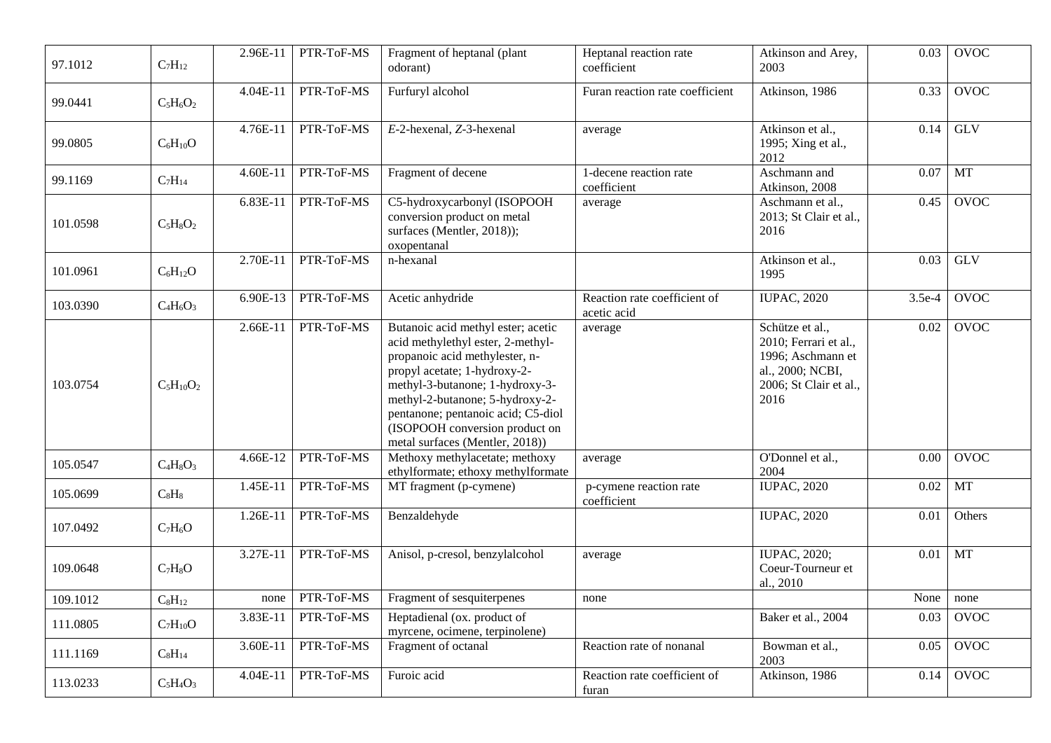| | | | | | | | | |
|---|---|---|---|---|---|---|---|---|
| 97.1012 | $C_7H_{12}$ | 2.96E-11 | PTR-ToF-MS | Fragment of heptanal (plant odorant) | Heptanal reaction rate coefficient | Atkinson and Arey, 2003 | 0.03 | OVOC |
| 99.0441 | $C_5H_6O_2$ | 4.04E-11 | PTR-ToF-MS | Furfuryl alcohol | Furan reaction rate coefficient | Atkinson, 1986 | 0.33 | OVOC |
| 99.0805 | $C_6H_{10}O$ | 4.76E-11 | PTR-ToF-MS | *E*-2-hexenal, *Z*-3-hexenal | average | Atkinson et al., 1995; Xing et al., 2012 | 0.14 | GLV |
| 99.1169 | $C_7H_{14}$ | 4.60E-11 | PTR-ToF-MS | Fragment of decene | 1-decene reaction rate coefficient | Aschmann and Atkinson, 2008 | 0.07 | MT |
| 101.0598 | $C_5H_8O_2$ | 6.83E-11 | PTR-ToF-MS | C5-hydroxycarbonyl (ISOPOOH conversion product on metal surfaces (Mentler, 2018)); oxopentanal | average | Aschmann et al., 2013; St Clair et al., 2016 | 0.45 | OVOC |
| 101.0961 | $C_6H_{12}O$ | 2.70E-11 | PTR-ToF-MS | n-hexanal | | Atkinson et al., 1995 | 0.03 | GLV |
| 103.0390 | $C_4H_6O_3$ | 6.90E-13 | PTR-ToF-MS | Acetic anhydride | Reaction rate coefficient of acetic acid | IUPAC, 2020 | 3.5e-4 | OVOC |
| 103.0754 | $C_5H_{10}O_2$ | 2.66E-11 | PTR-ToF-MS | Butanoic acid methyl ester; acetic acid methylethyl ester, 2-methyl-propanoic acid methylester, n-propyl acetate; 1-hydroxy-2-methyl-3-butanone; 1-hydroxy-3-methyl-2-butanone; 5-hydroxy-2-pentanone; pentanoic acid; C5-diol (ISOPOOH conversion product on metal surfaces (Mentler, 2018)) | average | Schütze et al., 2010; Ferrari et al., 1996; Aschmann et al., 2000; NCBI, 2006; St Clair et al., 2016 | 0.02 | OVOC |
| 105.0547 | $C_4H_8O_3$ | 4.66E-12 | PTR-ToF-MS | Methoxy methylacetate; methoxy ethylformate; ethoxy methylformate | average | O'Donnel et al., 2004 | 0.00 | OVOC |
| 105.0699 | $C_8H_8$ | 1.45E-11 | PTR-ToF-MS | MT fragment (p-cymene) | p-cymene reaction rate coefficient | IUPAC, 2020 | 0.02 | MT |
| 107.0492 | $C_7H_6O$ | 1.26E-11 | PTR-ToF-MS | Benzaldehyde | | IUPAC, 2020 | 0.01 | Others |
| 109.0648 | $C_7H_8O$ | 3.27E-11 | PTR-ToF-MS | Anisol, p-cresol, benzylalcohol | average | IUPAC, 2020; Coeur-Tourneur et al., 2010 | 0.01 | MT |
| 109.1012 | $C_8H_{12}$ | none | PTR-ToF-MS | Fragment of sesquiterpenes | none | | None | none |
| 111.0805 | $C_7H_{10}O$ | 3.83E-11 | PTR-ToF-MS | Heptadienal (ox. product of myrcene, ocimene, terpinolene) | | Baker et al., 2004 | 0.03 | OVOC |
| 111.1169 | $C_8H_{14}$ | 3.60E-11 | PTR-ToF-MS | Fragment of octanal | Reaction rate of nonanal | Bowman et al., 2003 | 0.05 | OVOC |
| 113.0233 | $C_5H_4O_3$ | 4.04E-11 | PTR-ToF-MS | Furoic acid | Reaction rate coefficient of furan | Atkinson, 1986 | 0.14 | OVOC |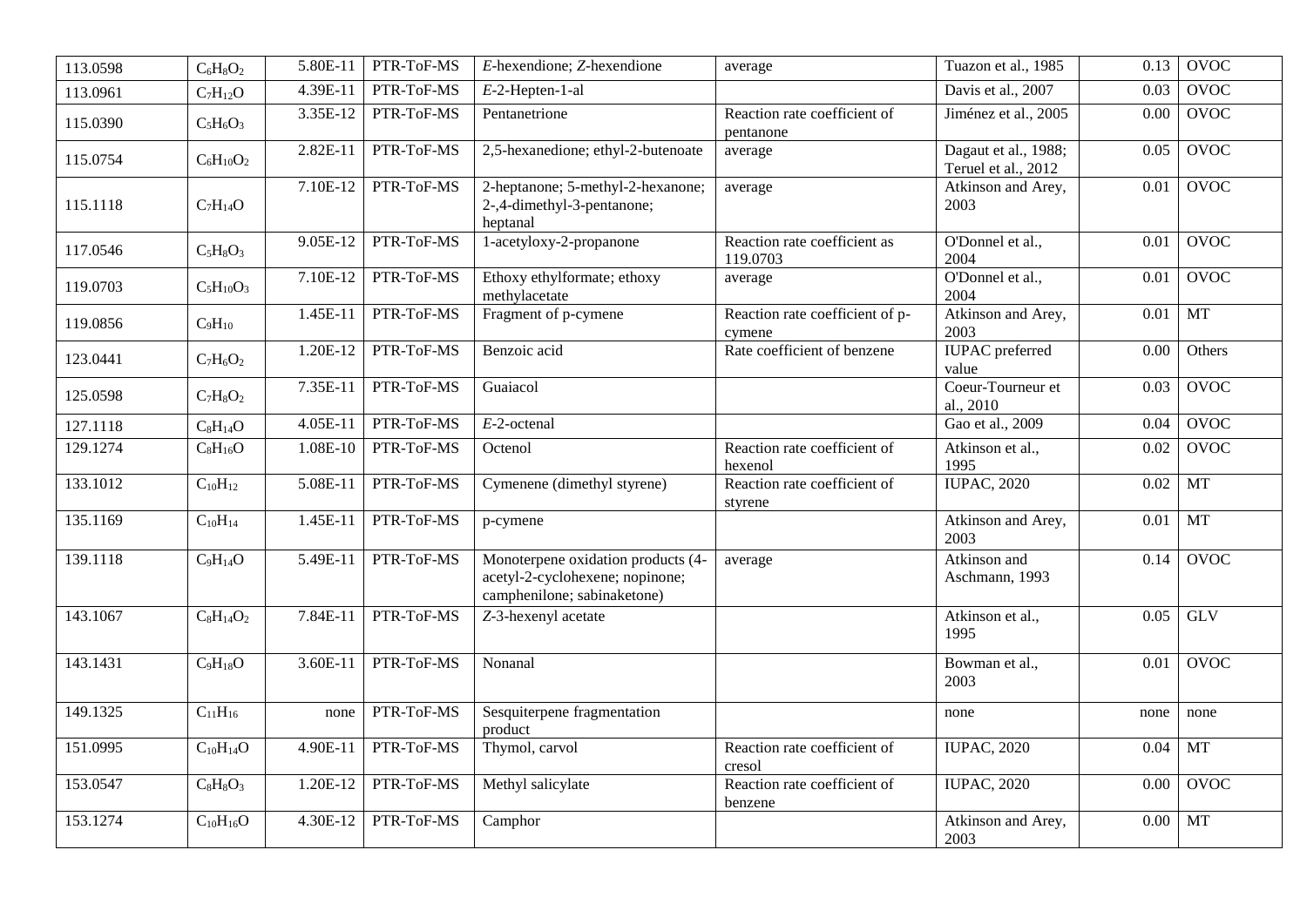| 113.0598 | $C_6H_8O_2$ | 5.80E-11 | PTR-ToF-MS | *E*-hexendione; *Z*-hexendione | average | Tuazon et al., 1985 | 0.13 | OVOC |
|---|---|---|---|---|---|---|---|---|
| 113.0961 | $C_7H_{12}O$ | 4.39E-11 | PTR-ToF-MS | *E*-2-Hepten-1-al | | Davis et al., 2007 | 0.03 | OVOC |
| 115.0390 | $C_5H_6O_3$ | 3.35E-12 | PTR-ToF-MS | Pentanetrione | Reaction rate coefficient of pentanone | Jiménez et al., 2005 | 0.00 | OVOC |
| 115.0754 | $C_6H_{10}O_2$ | 2.82E-11 | PTR-ToF-MS | 2,5-hexanedione; ethyl-2-butenoate | average | Dagaut et al., 1988; Teruel et al., 2012 | 0.05 | OVOC |
| 115.1118 | $C_7H_{14}O$ | 7.10E-12 | PTR-ToF-MS | 2-heptanone; 5-methyl-2-hexanone; 2-,4-dimethyl-3-pentanone; heptanal | average | Atkinson and Arey, 2003 | 0.01 | OVOC |
| 117.0546 | $C_5H_8O_3$ | 9.05E-12 | PTR-ToF-MS | 1-acetyloxy-2-propanone | Reaction rate coefficient as 119.0703 | O'Donnel et al., 2004 | 0.01 | OVOC |
| 119.0703 | $C_5H_{10}O_3$ | 7.10E-12 | PTR-ToF-MS | Ethoxy ethylformate; ethoxy methylacetate | average | O'Donnel et al., 2004 | 0.01 | OVOC |
| 119.0856 | $C_9H_{10}$ | 1.45E-11 | PTR-ToF-MS | Fragment of p-cymene | Reaction rate coefficient of p-cymene | Atkinson and Arey, 2003 | 0.01 | MT |
| 123.0441 | $C_7H_6O_2$ | 1.20E-12 | PTR-ToF-MS | Benzoic acid | Rate coefficient of benzene | IUPAC preferred value | 0.00 | Others |
| 125.0598 | $C_7H_8O_2$ | 7.35E-11 | PTR-ToF-MS | Guaiacol | | Coeur-Tourneur et al., 2010 | 0.03 | OVOC |
| 127.1118 | $C_8H_{14}O$ | 4.05E-11 | PTR-ToF-MS | *E*-2-octenal | | Gao et al., 2009 | 0.04 | OVOC |
| 129.1274 | $C_8H_{16}O$ | 1.08E-10 | PTR-ToF-MS | Octenol | Reaction rate coefficient of hexenol | Atkinson et al., 1995 | 0.02 | OVOC |
| 133.1012 | $C_{10}H_{12}$ | 5.08E-11 | PTR-ToF-MS | Cymenene (dimethyl styrene) | Reaction rate coefficient of styrene | IUPAC, 2020 | 0.02 | MT |
| 135.1169 | $C_{10}H_{14}$ | 1.45E-11 | PTR-ToF-MS | p-cymene | | Atkinson and Arey, 2003 | 0.01 | MT |
| 139.1118 | $C_9H_{14}O$ | 5.49E-11 | PTR-ToF-MS | Monoterpene oxidation products (4-acetyl-2-cyclohexene; nopinone; camphenilone; sabinaketone) | average | Atkinson and Aschmann, 1993 | 0.14 | OVOC |
| 143.1067 | $C_8H_{14}O_2$ | 7.84E-11 | PTR-ToF-MS | *Z*-3-hexenyl acetate | | Atkinson et al., 1995 | 0.05 | GLV |
| 143.1431 | $C_9H_{18}O$ | 3.60E-11 | PTR-ToF-MS | Nonanal | | Bowman et al., 2003 | 0.01 | OVOC |
| 149.1325 | $C_{11}H_{16}$ | none | PTR-ToF-MS | Sesquiterpene fragmentation product | | none | none | none |
| 151.0995 | $C_{10}H_{14}O$ | 4.90E-11 | PTR-ToF-MS | Thymol, carvol | Reaction rate coefficient of cresol | IUPAC, 2020 | 0.04 | MT |
| 153.0547 | $C_8H_8O_3$ | 1.20E-12 | PTR-ToF-MS | Methyl salicylate | Reaction rate coefficient of benzene | IUPAC, 2020 | 0.00 | OVOC |
| 153.1274 | $C_{10}H_{16}O$ | 4.30E-12 | PTR-ToF-MS | Camphor | | Atkinson and Arey, 2003 | 0.00 | MT |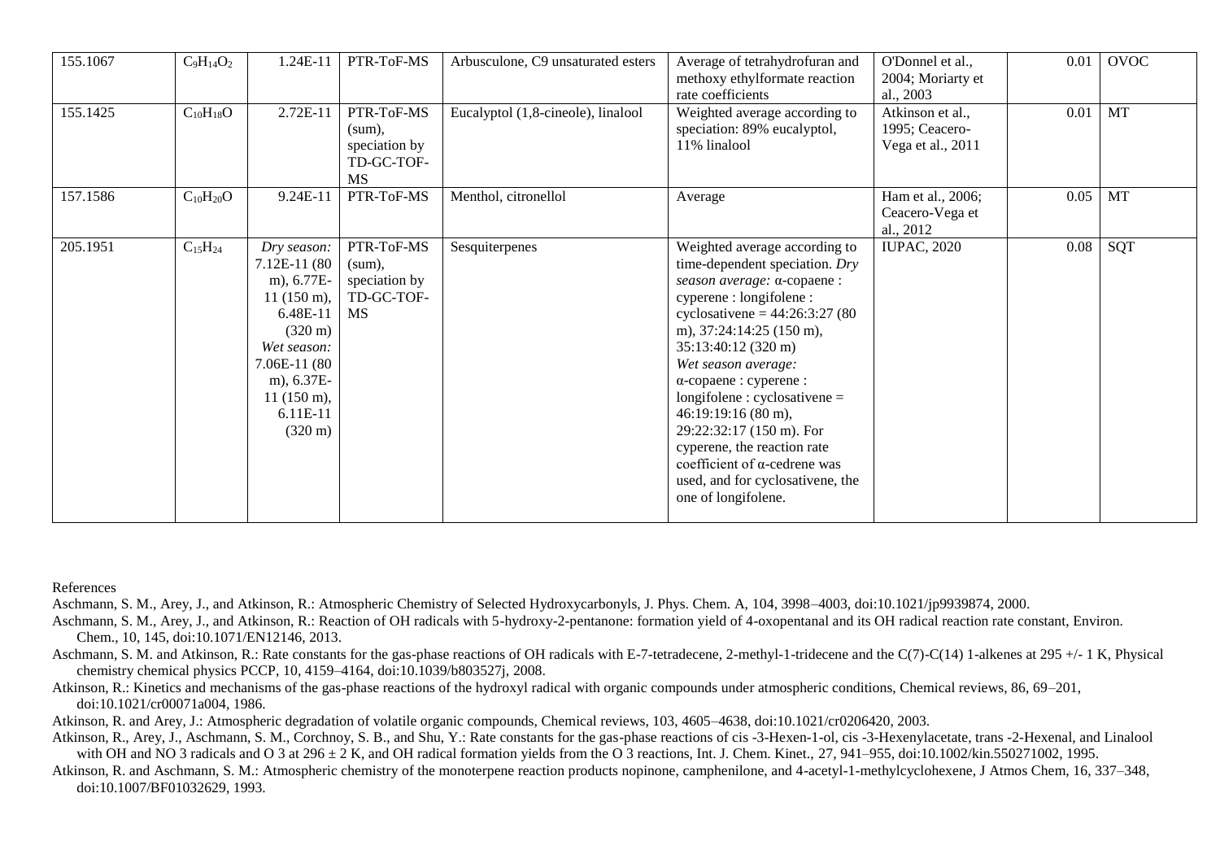| 155.1067 | $C_9H_{14}O_2$ | 1.24E-11 | PTR-ToF-MS | Arbusculone, C9 unsaturated esters | Average of tetrahydrofuran and methoxy ethylformate reaction rate coefficients | O'Donnel et al., 2004; Moriarty et al., 2003 | 0.01 | OVOC |
|---|---|---|---|---|---|---|---|---|
| 155.1425 | $C_{10}H_{18}O$ | 2.72E-11 | PTR-ToF-MS (sum), speciation by TD-GC-TOF-MS | Eucalyptol (1,8-cineole), linalool | Weighted average according to speciation: 89% eucalyptol, 11% linalool | Atkinson et al., 1995; Ceacero-Vega et al., 2011 | 0.01 | MT |
| 157.1586 | $C_{10}H_{20}O$ | 9.24E-11 | PTR-ToF-MS | Menthol, citronellol | Average | Ham et al., 2006; Ceacero-Vega et al., 2012 | 0.05 | MT |
| 205.1951 | $C_{15}H_{24}$ | *Dry season:* 7.12E-11 (80 m), 6.77E-11 (150 m), 6.48E-11 (320 m) *Wet season:* 7.06E-11 (80 m), 6.37E-11 (150 m), 6.11E-11 (320 m) | PTR-ToF-MS (sum), speciation by TD-GC-TOF-MS | Sesquiterpenes | Weighted average according to time-dependent speciation. *Dry season average:* α-copaene : cyperene : longifolene : cyclosativene = 44:26:3:27 (80 m), 37:24:14:25 (150 m), 35:13:40:12 (320 m) *Wet season average:* α-copaene : cyperene : longifolene : cyclosativene = 46:19:19:16 (80 m), 29:22:32:17 (150 m). For cyperene, the reaction rate coefficient of α-cedrene was used, and for cyclosativene, the one of longifolene. | IUPAC, 2020 | 0.08 | SQT |

References

Aschmann, S. M., Arey, J., and Atkinson, R.: Atmospheric Chemistry of Selected Hydroxycarbonyls, J. Phys. Chem. A, 104, 3998–4003, doi:10.1021/jp9939874, 2000.

Aschmann, S. M., Arey, J., and Atkinson, R.: Reaction of OH radicals with 5-hydroxy-2-pentanone: formation yield of 4-oxopentanal and its OH radical reaction rate constant, Environ. Chem., 10, 145, doi:10.1071/EN12146, 2013.

Aschmann, S. M. and Atkinson, R.: Rate constants for the gas-phase reactions of OH radicals with E-7-tetradecene, 2-methyl-1-tridecene and the C(7)-C(14) 1-alkenes at 295 +/- 1 K, Physical chemistry chemical physics PCCP, 10, 4159–4164, doi:10.1039/b803527j, 2008.

Atkinson, R.: Kinetics and mechanisms of the gas-phase reactions of the hydroxyl radical with organic compounds under atmospheric conditions, Chemical reviews, 86, 69–201, doi:10.1021/cr00071a004, 1986.

Atkinson, R. and Arey, J.: Atmospheric degradation of volatile organic compounds, Chemical reviews, 103, 4605–4638, doi:10.1021/cr0206420, 2003.

Atkinson, R., Arey, J., Aschmann, S. M., Corchnoy, S. B., and Shu, Y.: Rate constants for the gas-phase reactions of cis -3-Hexen-1-ol, cis -3-Hexenylacetate, trans -2-Hexenal, and Linalool with OH and NO 3 radicals and O 3 at 296 ± 2 K, and OH radical formation yields from the O 3 reactions, Int. J. Chem. Kinet., 27, 941–955, doi:10.1002/kin.550271002, 1995.

Atkinson, R. and Aschmann, S. M.: Atmospheric chemistry of the monoterpene reaction products nopinone, camphenilone, and 4-acetyl-1-methylcyclohexene, J Atmos Chem, 16, 337–348, doi:10.1007/BF01032629, 1993.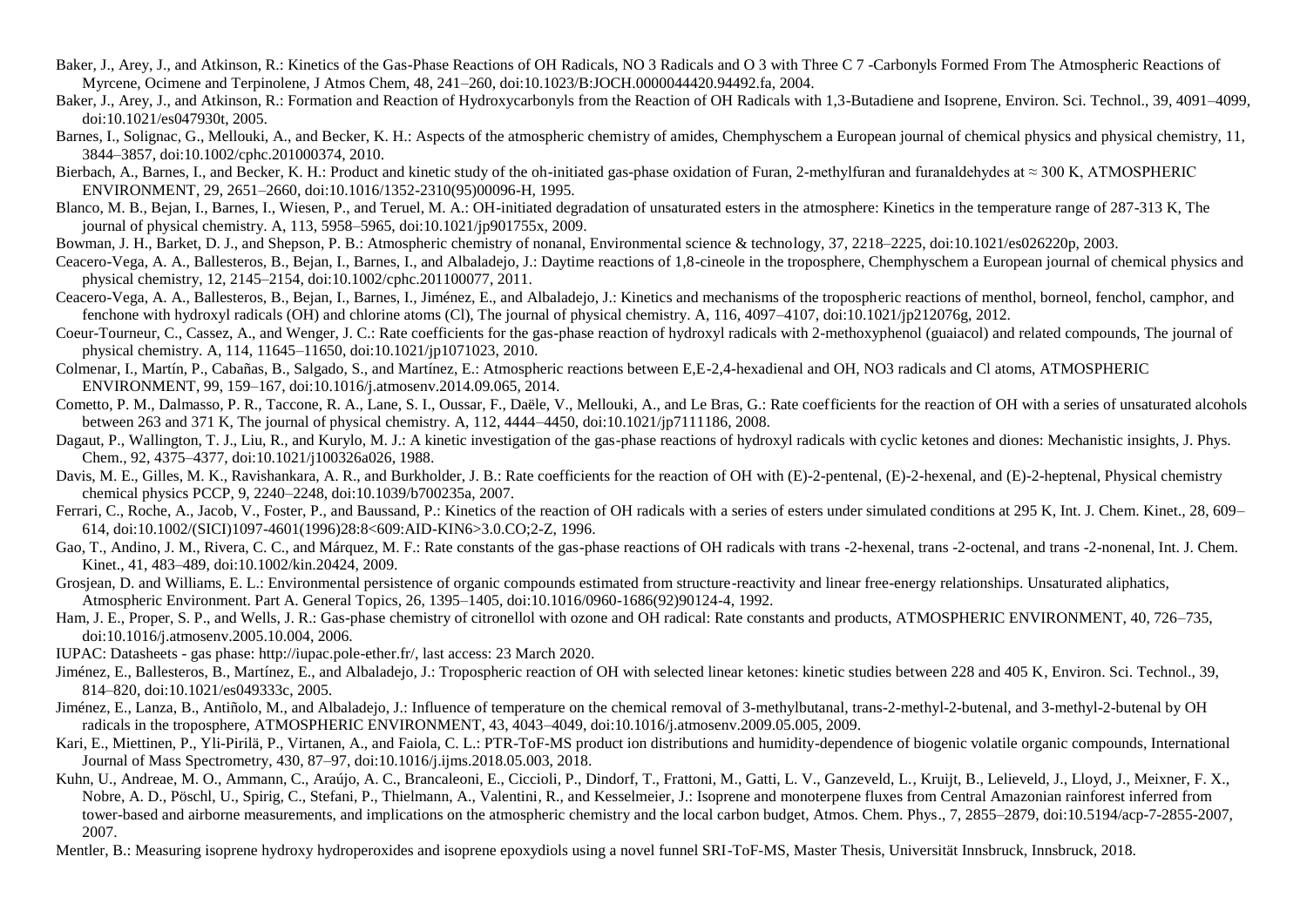Baker, J., Arey, J., and Atkinson, R.: Kinetics of the Gas-Phase Reactions of OH Radicals, NO 3 Radicals and O 3 with Three C 7 -Carbonyls Formed From The Atmospheric Reactions of Myrcene, Ocimene and Terpinolene, J Atmos Chem, 48, 241–260, doi:10.1023/B:JOCH.0000044420.94492.fa, 2004.

Baker, J., Arey, J., and Atkinson, R.: Formation and Reaction of Hydroxycarbonyls from the Reaction of OH Radicals with 1,3-Butadiene and Isoprene, Environ. Sci. Technol., 39, 4091–4099, doi:10.1021/es047930t, 2005.

Barnes, I., Solignac, G., Mellouki, A., and Becker, K. H.: Aspects of the atmospheric chemistry of amides, Chemphyschem a European journal of chemical physics and physical chemistry, 11, 3844–3857, doi:10.1002/cphc.201000374, 2010.

Bierbach, A., Barnes, I., and Becker, K. H.: Product and kinetic study of the oh-initiated gas-phase oxidation of Furan, 2-methylfuran and furanaldehydes at ≈ 300 K, ATMOSPHERIC ENVIRONMENT, 29, 2651–2660, doi:10.1016/1352-2310(95)00096-H, 1995.

Blanco, M. B., Bejan, I., Barnes, I., Wiesen, P., and Teruel, M. A.: OH-initiated degradation of unsaturated esters in the atmosphere: Kinetics in the temperature range of 287-313 K, The journal of physical chemistry. A, 113, 5958–5965, doi:10.1021/jp901755x, 2009.

Bowman, J. H., Barket, D. J., and Shepson, P. B.: Atmospheric chemistry of nonanal, Environmental science & technology, 37, 2218–2225, doi:10.1021/es026220p, 2003.

Ceacero-Vega, A. A., Ballesteros, B., Bejan, I., Barnes, I., and Albaladejo, J.: Daytime reactions of 1,8-cineole in the troposphere, Chemphyschem a European journal of chemical physics and physical chemistry, 12, 2145–2154, doi:10.1002/cphc.201100077, 2011.

Ceacero-Vega, A. A., Ballesteros, B., Bejan, I., Barnes, I., Jiménez, E., and Albaladejo, J.: Kinetics and mechanisms of the tropospheric reactions of menthol, borneol, fenchol, camphor, and fenchone with hydroxyl radicals (OH) and chlorine atoms (Cl), The journal of physical chemistry. A, 116, 4097–4107, doi:10.1021/jp212076g, 2012.

Coeur-Tourneur, C., Cassez, A., and Wenger, J. C.: Rate coefficients for the gas-phase reaction of hydroxyl radicals with 2-methoxyphenol (guaiacol) and related compounds, The journal of physical chemistry. A, 114, 11645–11650, doi:10.1021/jp1071023, 2010.

Colmenar, I., Martín, P., Cabañas, B., Salgado, S., and Martínez, E.: Atmospheric reactions between E,E-2,4-hexadienal and OH, NO3 radicals and Cl atoms, ATMOSPHERIC ENVIRONMENT, 99, 159–167, doi:10.1016/j.atmosenv.2014.09.065, 2014.

Cometto, P. M., Dalmasso, P. R., Taccone, R. A., Lane, S. I., Oussar, F., Daële, V., Mellouki, A., and Le Bras, G.: Rate coefficients for the reaction of OH with a series of unsaturated alcohols between 263 and 371 K, The journal of physical chemistry. A, 112, 4444–4450, doi:10.1021/jp7111186, 2008.

Dagaut, P., Wallington, T. J., Liu, R., and Kurylo, M. J.: A kinetic investigation of the gas-phase reactions of hydroxyl radicals with cyclic ketones and diones: Mechanistic insights, J. Phys. Chem., 92, 4375–4377, doi:10.1021/j100326a026, 1988.

Davis, M. E., Gilles, M. K., Ravishankara, A. R., and Burkholder, J. B.: Rate coefficients for the reaction of OH with (E)-2-pentenal, (E)-2-hexenal, and (E)-2-heptenal, Physical chemistry chemical physics PCCP, 9, 2240–2248, doi:10.1039/b700235a, 2007.

Ferrari, C., Roche, A., Jacob, V., Foster, P., and Baussand, P.: Kinetics of the reaction of OH radicals with a series of esters under simulated conditions at 295 K, Int. J. Chem. Kinet., 28, 609–614, doi:10.1002/(SICI)1097-4601(1996)28:8<609:AID-KIN6>3.0.CO;2-Z, 1996.

Gao, T., Andino, J. M., Rivera, C. C., and Márquez, M. F.: Rate constants of the gas-phase reactions of OH radicals with trans -2-hexenal, trans -2-octenal, and trans -2-nonenal, Int. J. Chem. Kinet., 41, 483–489, doi:10.1002/kin.20424, 2009.

Grosjean, D. and Williams, E. L.: Environmental persistence of organic compounds estimated from structure-reactivity and linear free-energy relationships. Unsaturated aliphatics, Atmospheric Environment. Part A. General Topics, 26, 1395–1405, doi:10.1016/0960-1686(92)90124-4, 1992.

Ham, J. E., Proper, S. P., and Wells, J. R.: Gas-phase chemistry of citronellol with ozone and OH radical: Rate constants and products, ATMOSPHERIC ENVIRONMENT, 40, 726–735, doi:10.1016/j.atmosenv.2005.10.004, 2006.

IUPAC: Datasheets - gas phase: http://iupac.pole-ether.fr/, last access: 23 March 2020.

Jiménez, E., Ballesteros, B., Martínez, E., and Albaladejo, J.: Tropospheric reaction of OH with selected linear ketones: kinetic studies between 228 and 405 K, Environ. Sci. Technol., 39, 814–820, doi:10.1021/es049333c, 2005.

Jiménez, E., Lanza, B., Antiñolo, M., and Albaladejo, J.: Influence of temperature on the chemical removal of 3-methylbutanal, trans-2-methyl-2-butenal, and 3-methyl-2-butenal by OH radicals in the troposphere, ATMOSPHERIC ENVIRONMENT, 43, 4043–4049, doi:10.1016/j.atmosenv.2009.05.005, 2009.

Kari, E., Miettinen, P., Yli-Pirilä, P., Virtanen, A., and Faiola, C. L.: PTR-ToF-MS product ion distributions and humidity-dependence of biogenic volatile organic compounds, International Journal of Mass Spectrometry, 430, 87–97, doi:10.1016/j.ijms.2018.05.003, 2018.

Kuhn, U., Andreae, M. O., Ammann, C., Araújo, A. C., Brancaleoni, E., Ciccioli, P., Dindorf, T., Frattoni, M., Gatti, L. V., Ganzeveld, L., Kruijt, B., Lelieveld, J., Lloyd, J., Meixner, F. X., Nobre, A. D., Pöschl, U., Spirig, C., Stefani, P., Thielmann, A., Valentini, R., and Kesselmeier, J.: Isoprene and monoterpene fluxes from Central Amazonian rainforest inferred from tower-based and airborne measurements, and implications on the atmospheric chemistry and the local carbon budget, Atmos. Chem. Phys., 7, 2855–2879, doi:10.5194/acp-7-2855-2007, 2007.

Mentler, B.: Measuring isoprene hydroxy hydroperoxides and isoprene epoxydiols using a novel funnel SRI-ToF-MS, Master Thesis, Universität Innsbruck, Innsbruck, 2018.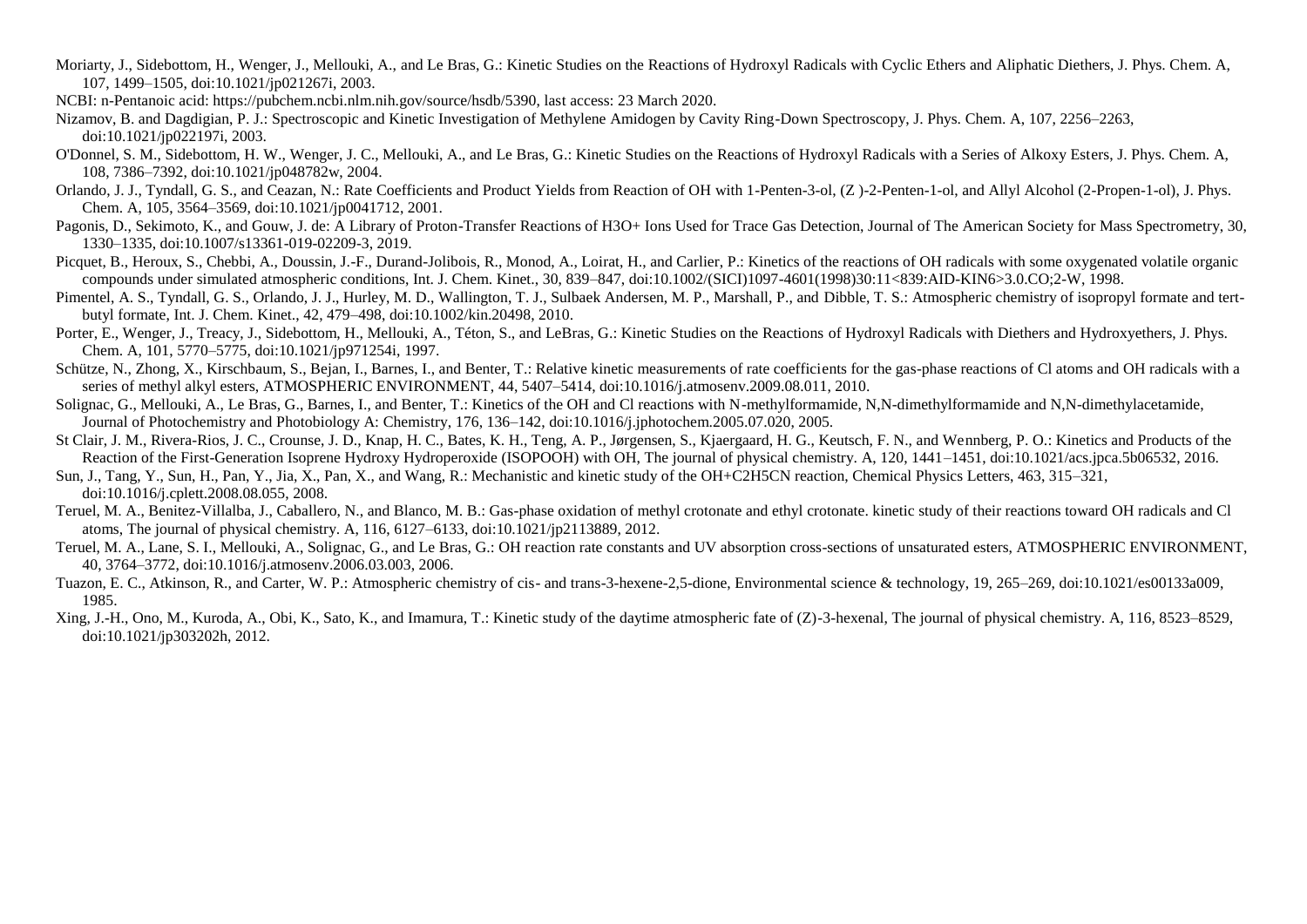Moriarty, J., Sidebottom, H., Wenger, J., Mellouki, A., and Le Bras, G.: Kinetic Studies on the Reactions of Hydroxyl Radicals with Cyclic Ethers and Aliphatic Diethers, J. Phys. Chem. A, 107, 1499–1505, doi:10.1021/jp021267i, 2003.

NCBI: n-Pentanoic acid: https://pubchem.ncbi.nlm.nih.gov/source/hsdb/5390, last access: 23 March 2020.

Nizamov, B. and Dagdigian, P. J.: Spectroscopic and Kinetic Investigation of Methylene Amidogen by Cavity Ring-Down Spectroscopy, J. Phys. Chem. A, 107, 2256–2263, doi:10.1021/jp022197i, 2003.

O'Donnel, S. M., Sidebottom, H. W., Wenger, J. C., Mellouki, A., and Le Bras, G.: Kinetic Studies on the Reactions of Hydroxyl Radicals with a Series of Alkoxy Esters, J. Phys. Chem. A, 108, 7386–7392, doi:10.1021/jp048782w, 2004.

Orlando, J. J., Tyndall, G. S., and Ceazan, N.: Rate Coefficients and Product Yields from Reaction of OH with 1-Penten-3-ol, (Z )-2-Penten-1-ol, and Allyl Alcohol (2-Propen-1-ol), J. Phys. Chem. A, 105, 3564–3569, doi:10.1021/jp0041712, 2001.

Pagonis, D., Sekimoto, K., and Gouw, J. de: A Library of Proton-Transfer Reactions of H3O+ Ions Used for Trace Gas Detection, Journal of The American Society for Mass Spectrometry, 30, 1330–1335, doi:10.1007/s13361-019-02209-3, 2019.

Picquet, B., Heroux, S., Chebbi, A., Doussin, J.-F., Durand-Jolibois, R., Monod, A., Loirat, H., and Carlier, P.: Kinetics of the reactions of OH radicals with some oxygenated volatile organic compounds under simulated atmospheric conditions, Int. J. Chem. Kinet., 30, 839–847, doi:10.1002/(SICI)1097-4601(1998)30:11<839:AID-KIN6>3.0.CO;2-W, 1998.

Pimentel, A. S., Tyndall, G. S., Orlando, J. J., Hurley, M. D., Wallington, T. J., Sulbaek Andersen, M. P., Marshall, P., and Dibble, T. S.: Atmospheric chemistry of isopropyl formate and tert-butyl formate, Int. J. Chem. Kinet., 42, 479–498, doi:10.1002/kin.20498, 2010.

Porter, E., Wenger, J., Treacy, J., Sidebottom, H., Mellouki, A., Téton, S., and LeBras, G.: Kinetic Studies on the Reactions of Hydroxyl Radicals with Diethers and Hydroxyethers, J. Phys. Chem. A, 101, 5770–5775, doi:10.1021/jp971254i, 1997.

Schütze, N., Zhong, X., Kirschbaum, S., Bejan, I., Barnes, I., and Benter, T.: Relative kinetic measurements of rate coefficients for the gas-phase reactions of Cl atoms and OH radicals with a series of methyl alkyl esters, ATMOSPHERIC ENVIRONMENT, 44, 5407–5414, doi:10.1016/j.atmosenv.2009.08.011, 2010.

Solignac, G., Mellouki, A., Le Bras, G., Barnes, I., and Benter, T.: Kinetics of the OH and Cl reactions with N-methylformamide, N,N-dimethylformamide and N,N-dimethylacetamide, Journal of Photochemistry and Photobiology A: Chemistry, 176, 136–142, doi:10.1016/j.jphotochem.2005.07.020, 2005.

St Clair, J. M., Rivera-Rios, J. C., Crounse, J. D., Knap, H. C., Bates, K. H., Teng, A. P., Jørgensen, S., Kjaergaard, H. G., Keutsch, F. N., and Wennberg, P. O.: Kinetics and Products of the Reaction of the First-Generation Isoprene Hydroxy Hydroperoxide (ISOPOOH) with OH, The journal of physical chemistry. A, 120, 1441–1451, doi:10.1021/acs.jpca.5b06532, 2016.

Sun, J., Tang, Y., Sun, H., Pan, Y., Jia, X., Pan, X., and Wang, R.: Mechanistic and kinetic study of the OH+C2H5CN reaction, Chemical Physics Letters, 463, 315–321, doi:10.1016/j.cplett.2008.08.055, 2008.

Teruel, M. A., Benitez-Villalba, J., Caballero, N., and Blanco, M. B.: Gas-phase oxidation of methyl crotonate and ethyl crotonate. kinetic study of their reactions toward OH radicals and Cl atoms, The journal of physical chemistry. A, 116, 6127–6133, doi:10.1021/jp2113889, 2012.

Teruel, M. A., Lane, S. I., Mellouki, A., Solignac, G., and Le Bras, G.: OH reaction rate constants and UV absorption cross-sections of unsaturated esters, ATMOSPHERIC ENVIRONMENT, 40, 3764–3772, doi:10.1016/j.atmosenv.2006.03.003, 2006.

Tuazon, E. C., Atkinson, R., and Carter, W. P.: Atmospheric chemistry of cis- and trans-3-hexene-2,5-dione, Environmental science & technology, 19, 265–269, doi:10.1021/es00133a009, 1985.

Xing, J.-H., Ono, M., Kuroda, A., Obi, K., Sato, K., and Imamura, T.: Kinetic study of the daytime atmospheric fate of (Z)-3-hexenal, The journal of physical chemistry. A, 116, 8523–8529, doi:10.1021/jp303202h, 2012.